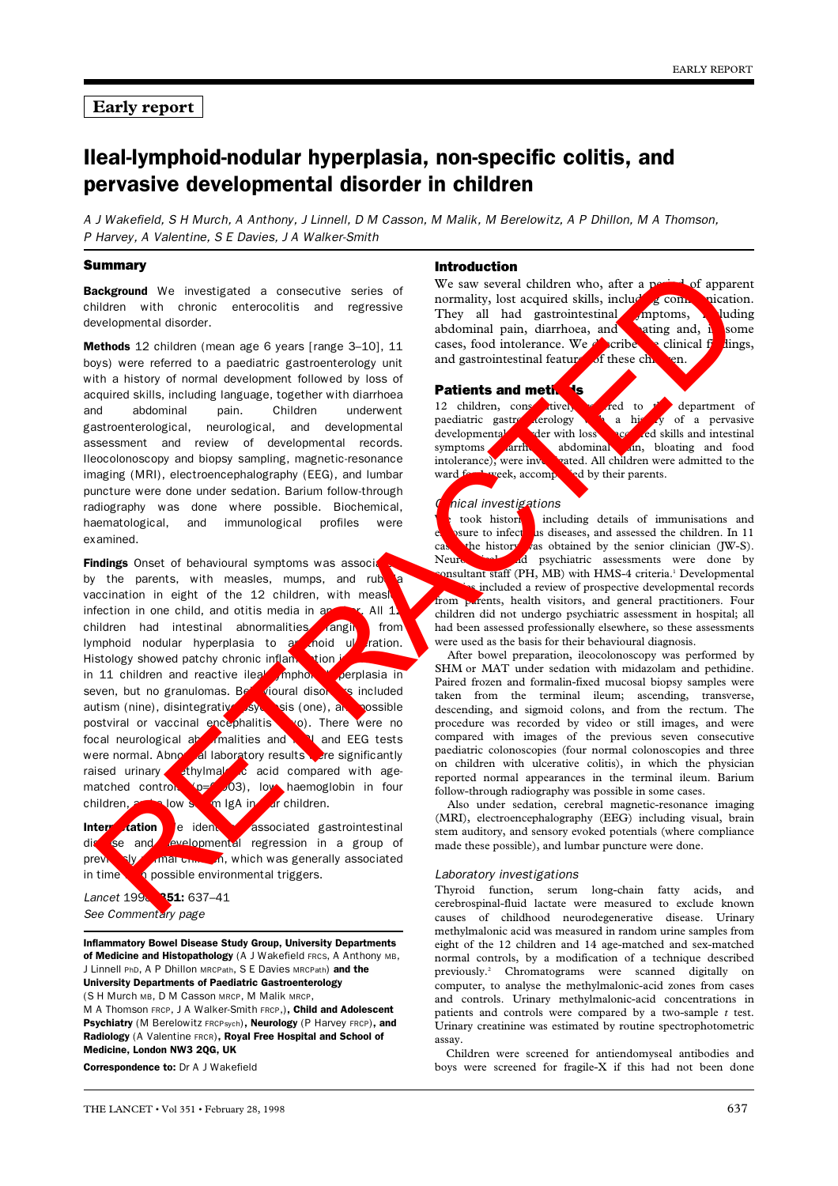RETRACTED

Early report

# Ileal-lymphoid-nodular hyperplasia, non-specific colitis, and pervasive developmental disorder in children

*A J Wakefield, S H Murch, A Anthony, J Linnell, D M Casson, M Malik, M Berelowitz, A P Dhillon, M A Thomson, P Harvey, A Valentine, S E Davies, J A Walker-Smith*

## Summary

**Background** We investigated a consecutive series of children with chronic enterocolitis and regressive developmental disorder.

**Methods** 12 children (mean age 6 years [range 3–10], 11 boys) were referred to a paediatric gastroenterology unit with a history of normal development followed by loss of acquired skills, including language, together with diarrhoea and abdominal pain. Children underwent gastroenterological, neurological, and developmental assessment and review of developmental records. Ileocolonoscopy and biopsy sampling, magnetic-resonance imaging (MRI), electroencephalography (EEG), and lumbar puncture were done under sedation. Barium follow-through radiography was done where possible. Biochemical, haematological, and immunological profiles were examined.

**Findings** Onset of behavioural symptoms was associated, by the parents, with measles, mumps, and rubella vaccination in eight of the 12 children, with measles infection in one child, and otitis media in another. All 12 children had intestinal abnormalities, ranging from lymphoid nodular hyperplasia to aphthoid ulceration. Histology showed patchy chronic inflammation in the colon in 11 children and reactive ileal lymphoid hyperplasia in seven, but no granulomas. Behavioural disorders included autism (nine), disintegrative psychosis (one), and possible postviral or vaccinal encephalitis (two). There were no focal neurological abnormalities and MRI and EEG tests were normal. Abnormal laboratory results were significantly raised urinary methylmalonic acid compared with age-matched controls ($p=0.003$), low haemoglobin in four children, and a low serum IgA in four children.

**Interpretation** We identified associated gastrointestinal disease and developmental regression in a group of previously normal children, which was generally associated in time with possible environmental triggers.

*Lancet* 1998; **351:** 637–41

*See Commentary page*

**Inflammatory Bowel Disease Study Group, University Departments of Medicine and Histopathology** (A J Wakefield FRCS, A Anthony MB, J Linnell PhD, A P Dhillon MRCPath, S E Davies MRCPath) **and the University Departments of Paediatric Gastroenterology** (S H Murch MB, D M Casson MRCP, M Malik MRCP, M A Thomson FRCP, J A Walker-Smith FRCP,), **Child and Adolescent Psychiatry** (M Berelowitz FRCPsych), **Neurology** (P Harvey FRCP), **and Radiology** (A Valentine FRCR), **Royal Free Hospital and School of Medicine, London NW3 2QG, UK**

**Correspondence to:** Dr A J Wakefield

## Introduction

We saw several children who, after a period of apparent normality, lost acquired skills, including communication. They all had gastrointestinal symptoms, including abdominal pain, diarrhoea, and bloating and, in some cases, food intolerance. We describe the clinical findings, and gastrointestinal features of these children.

## Patients and methods

12 children, consecutively referred to the department of paediatric gastroenterology with a history of a pervasive developmental disorder with loss of acquired skills and intestinal symptoms (diarrhoea, abdominal pain, bloating and food intolerance), were investigated. All children were admitted to the ward for 1 week, accompanied by their parents.

### *Clinical investigations*

We took histories, including details of immunisations and exposure to infectious diseases, and assessed the children. In 11 cases the history was obtained by the senior clinician (JW-S). Neurological and psychiatric assessments were done by consultant staff (PH, MB) with HMS-4 criteria.[1] Developmental histories included a review of prospective developmental records from parents, health visitors, and general practitioners. Four children did not undergo psychiatric assessment in hospital; all had been assessed professionally elsewhere, so these assessments were used as the basis for their behavioural diagnosis.

After bowel preparation, ileocolonoscopy was performed by SHM or MAT under sedation with midazolam and pethidine. Paired frozen and formalin-fixed mucosal biopsy samples were taken from the terminal ileum; ascending, transverse, descending, and sigmoid colons, and from the rectum. The procedure was recorded by video or still images, and were compared with images of the previous seven consecutive paediatric colonoscopies (four normal colonoscopies and three on children with ulcerative colitis), in which the physician reported normal appearances in the terminal ileum. Barium follow-through radiography was possible in some cases.

Also under sedation, cerebral magnetic-resonance imaging (MRI), electroencephalography (EEG) including visual, brain stem auditory, and sensory evoked potentials (where compliance made these possible), and lumbar puncture were done.

### *Laboratory investigations*

Thyroid function, serum long-chain fatty acids, and cerebrospinal-fluid lactate were measured to exclude known causes of childhood neurodegenerative disease. Urinary methylmalonic acid was measured in random urine samples from eight of the 12 children and 14 age-matched and sex-matched normal controls, by a modification of a technique described previously.[2] Chromatograms were scanned digitally on computer, to analyse the methylmalonic-acid zones from cases and controls. Urinary methylmalonic-acid concentrations in patients and controls were compared by a two-sample $t$ test. Urinary creatinine was estimated by routine spectrophotometric assay.

Children were screened for antiendomyseal antibodies and boys were screened for fragile-X if this had not been done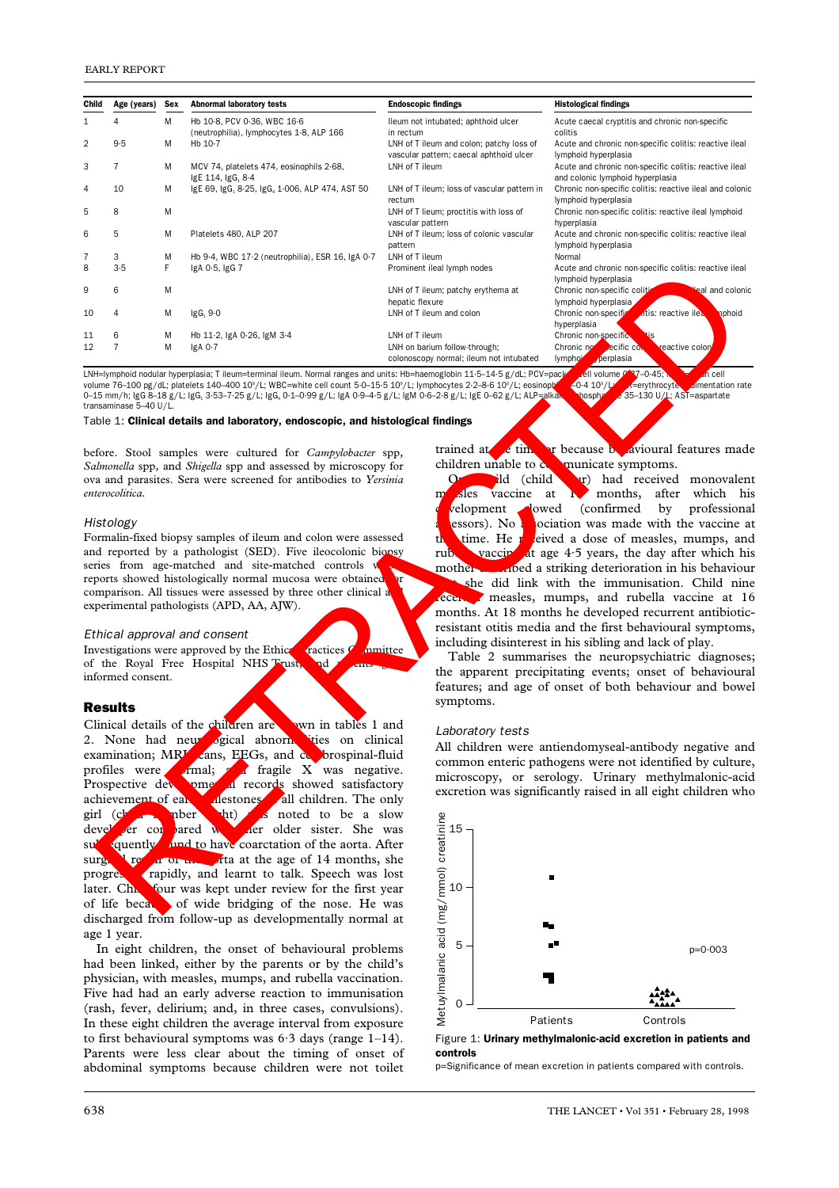| Child | Age (years) | Sex | Abnormal laboratory tests | Endoscopic findings | Histological findings |
|---|---|---|---|---|---|
| 1 | 4 | M | Hb 10·8, PCV 0·36, WBC 16·6 (neutrophilia), lymphocytes 1·8, ALP 166 | Ileum not intubated; aphthoid ulcer in rectum | Acute caecal cryptitis and chronic non-specific colitis |
| 2 | 9·5 | M | Hb 10·7 | LNH of T ileum and colon; patchy loss of vascular pattern; caecal aphthoid ulcer | Acute and chronic non-specific colitis: reactive ileal lymphoid hyperplasia |
| 3 | 7 | M | MCV 74, platelets 474, eosinophils 2·68, IgE 114, $IgG_1$ 8·4 | LNH of T ileum | Acute and chronic non-specific colitis: reactive ileal and colonic lymphoid hyperplasia |
| 4 | 10 | M | IgE 69, $IgG_1$ 8·25, $IgG_4$ 1·006, ALP 474, AST 50 | LNH of T ileum; loss of vascular pattern in rectum | Chronic non-specific colitis: reactive ileal and colonic lymphoid hyperplasia |
| 5 | 8 | M | | LNH of T ileum; proctitis with loss of vascular pattern | Chronic non-specific colitis: reactive ileal lymphoid hyperplasia |
| 6 | 5 | M | Platelets 480, ALP 207 | LNH of T ileum; loss of colonic vascular pattern | Acute and chronic non-specific colitis: reactive ileal lymphoid hyperplasia |
| 7 | 3 | M | Hb 9·4, WBC 17·2 (neutrophilia), ESR 16, IgA 0·7 | LNH of T ileum | Normal |
| 8 | 3·5 | F | IgA 0·5, IgG 7 | Prominent ileal lymph nodes | Acute and chronic non-specific colitis: reactive ileal lymphoid hyperplasia |
| 9 | 6 | M | | LNH of T ileum; patchy erythema at hepatic flexure | Chronic non-specific colitis: reactive ileal and colonic lymphoid hyperplasia |
| 10 | 4 | M | $IgG_1$ 9·0 | LNH of T ileum and colon | Chronic non-specific colitis: reactive ileal lymphoid hyperplasia |
| 11 | 6 | M | Hb 11·2, IgA 0·26, IgM 3·4 | LNH of T ileum | Chronic non-specific colitis |
| 12 | 7 | M | IgA 0·7 | LNH on barium follow-through; colonoscopy normal; ileum not intubated | Chronic non-specific colitis: reactive colonic lymphoid hyperplasia |

LNH=lymphoid nodular hyperplasia; T ileum=terminal ileum. Normal ranges and units: Hb=haemoglobin 11·5–14·5 g/dL; PCV=packed cell volume 0·37–0·45; MCV=mean cell volume 76–100 pg/dL; platelets 140–400 $10^9$/L; WBC=white cell count 5·0–15·5 $10^9$/L; lymphocytes 2·2–8·6 $10^9$/L; eosinophils 0–0·4 $10^9$/L; ESR=erythrocyte sedimentation rate 0–15 mm/h; IgG 8–18 g/L; $IgG_1$ 3·53–7·25 g/L; $IgG_4$ 0·1–0·99 g/L; IgA 0·9–4·5 g/L; IgM 0·6–2·8 g/L; IgE 0–62 g/L; ALP=alkaline phosphatase 35–130 U/L; AST=aspartate transaminase 5–40 U/L.

Table 1: **Clinical details and laboratory, endoscopic, and histological findings**

before. Stool samples were cultured for *Campylobacter* spp, *Salmonella* spp, and *Shigella* spp and assessed by microscopy for ova and parasites. Sera were screened for antibodies to *Yersinia enterocolitica*.

### Histology

Formalin-fixed biopsy samples of ileum and colon were assessed and reported by a pathologist (SED). Five ileocolonic biopsy series from age-matched and site-matched controls whose reports showed histologically normal mucosa were obtained for comparison. All tissues were assessed by three other clinical and experimental pathologists (APD, AA, AJW).

### Ethical approval and consent

Investigations were approved by the Ethical Practices Committee of the Royal Free Hospital NHS Trust, and parents gave informed consent.

## Results

Clinical details of the children are shown in tables 1 and 2. None had neurological abnormalities on clinical examination; MRI scans, EEGs, and cerebrospinal-fluid profiles were normal; and fragile X was negative. Prospective developmental records showed satisfactory achievement of early milestones in all children. The only girl (child number eight) was noted to be a slow developer compared with her older sister. She was subsequently found to have coarctation of the aorta. After surgical repair of the aorta at the age of 14 months, she progressed rapidly, and learnt to talk. Speech was lost later. Child four was kept under review for the first year of life because of wide bridging of the nose. He was discharged from follow-up as developmentally normal at age 1 year.

In eight children, the onset of behavioural problems had been linked, either by the parents or by the child's physician, with measles, mumps, and rubella vaccination. Five had had an early adverse reaction to immunisation (rash, fever, delirium; and, in three cases, convulsions). In these eight children the average interval from exposure to first behavioural symptoms was 6·3 days (range 1–14). Parents were less clear about the timing of onset of abdominal symptoms because children were not toilet trained at the time or because behavioural features made children unable to communicate symptoms.

One child (child four) had received monovalent measles vaccine at 15 months, after which his development slowed (confirmed by professional assessors). No association was made with the vaccine at this time. He received a dose of measles, mumps, and rubella vaccine at age 4·5 years, the day after which his mother described a striking deterioration in his behaviour that she did link with the immunisation. Child nine received measles, mumps, and rubella vaccine at 16 months. At 18 months he developed recurrent antibiotic-resistant otitis media and the first behavioural symptoms, including disinterest in his sibling and lack of play.

Table 2 summarises the neuropsychiatric diagnoses; the apparent precipitating events; onset of behavioural features; and age of onset of both behaviour and bowel symptoms.

### Laboratory tests

All children were antiendomyseal-antibody negative and common enteric pathogens were not identified by culture, microscopy, or serology. Urinary methylmalonic-acid excretion was significantly raised in all eight children who

Figure 1: **Urinary methylmalonic-acid excretion in patients and controls**

p=Significance of mean excretion in patients compared with controls.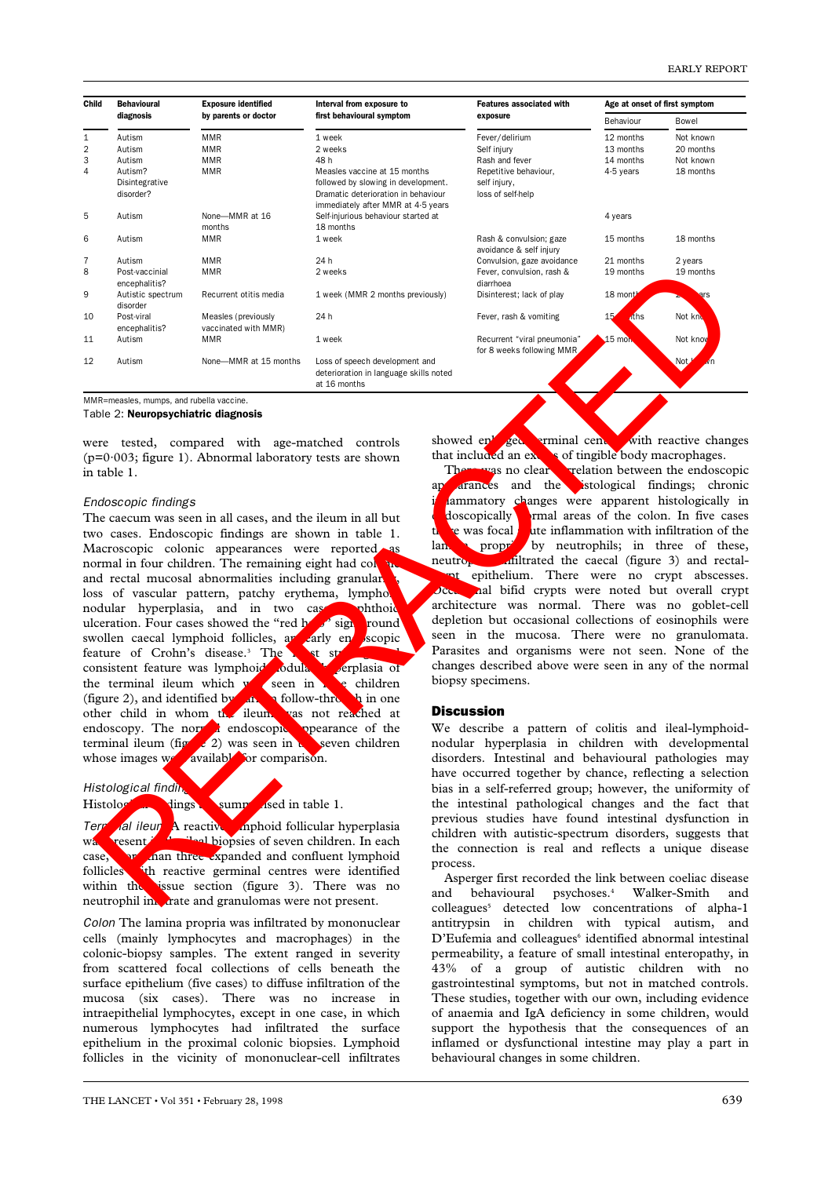| Child | Behavioural diagnosis | Exposure identified by parents or doctor | Interval from exposure to first behavioural symptom | Features associated with exposure | Age at onset of first symptom | |
|---|---|---|---|---|---|---|
| | | | | | Behaviour | Bowel |
| 1 | Autism | MMR | 1 week | Fever/delirium | 12 months | Not known |
| 2 | Autism | MMR | 2 weeks | Self injury | 13 months | 20 months |
| 3 | Autism | MMR | 48 h | Rash and fever | 14 months | Not known |
| 4 | Autism? Disintegrative disorder? | MMR | Measles vaccine at 15 months followed by slowing in development. Dramatic deterioration in behaviour immediately after MMR at 4·5 years | Repetitive behaviour, self injury, loss of self-help | 4·5 years | 18 months |
| 5 | Autism | None—MMR at 16 months | Self-injurious behaviour started at 18 months | | 4 years | |
| 6 | Autism | MMR | 1 week | Rash & convulsion; gaze avoidance & self injury | 15 months | 18 months |
| 7 | Autism | MMR | 24 h | Convulsion, gaze avoidance | 21 months | 2 years |
| 8 | Post-vaccinial encephalitis? | MMR | 2 weeks | Fever, convulsion, rash & diarrhoea | 19 months | 19 months |
| 9 | Autistic spectrum disorder | Recurrent otitis media | 1 week (MMR 2 months previously) | Disinterest; lack of play | 18 months | 2·5 years |
| 10 | Post-viral encephalitis? | Measles (previously vaccinated with MMR) | 24 h | Fever, rash & vomiting | 15 months | Not known |
| 11 | Autism | MMR | 1 week | Recurrent "viral pneumonia" for 8 weeks following MMR | 15 months | Not known |
| 12 | Autism | None—MMR at 15 months | Loss of speech development and deterioration in language skills noted at 16 months | | | Not known |

MMR=measles, mumps, and rubella vaccine.

Table 2: **Neuropsychiatric diagnosis**

were tested, compared with age-matched controls (p=0·003; figure 1). Abnormal laboratory tests are shown in table 1.

### Endoscopic findings

The caecum was seen in all cases, and the ileum in all but two cases. Endoscopic findings are shown in table 1. Macroscopic colonic appearances were reported as normal in four children. The remaining eight had colonic and rectal mucosal abnormalities including granularity, loss of vascular pattern, patchy erythema, lymphoid nodular hyperplasia, and in two cases, aphthoid ulceration. Four cases showed the "red halo" sign around swollen caecal lymphoid follicles, an early endoscopic feature of Crohn's disease.[3] The most striking and consistent feature was lymphoid nodular hyperplasia of the terminal ileum which was seen in nine children (figure 2), and identified by barium follow-through in one other child in whom the ileum was not reached at endoscopy. The normal endoscopic appearance of the terminal ileum (figure 2) was seen in seven children whose images were available for comparison.

### Histological findings

Histology findings are summarised in table 1.

*Terminal ileum* A reactive lymphoid follicular hyperplasia was present in the ileal biopsies of seven children. In each case, more than three expanded and confluent lymphoid follicles with reactive germinal centres were identified within the tissue section (figure 3). There was no neutrophil infiltrate and granulomas were not present.

*Colon* The lamina propria was infiltrated by mononuclear cells (mainly lymphocytes and macrophages) in the colonic-biopsy samples. The extent ranged in severity from scattered focal collections of cells beneath the surface epithelium (five cases) to diffuse infiltration of the mucosa (six cases). There was no increase in intraepithelial lymphocytes, except in one case, in which numerous lymphocytes had infiltrated the surface epithelium in the proximal colonic biopsies. Lymphoid follicles in the vicinity of mononuclear-cell infiltrates showed enlarged germinal centres with reactive changes that included an excess of tingible body macrophages.

There was no clear relation between the endoscopic appearances and the histological findings; chronic inflammatory changes were apparent histologically in endoscopically normal areas of the colon. In five cases there was focal acute inflammation with infiltration of the lamina propria by neutrophils; in three of these, neutrophils infiltrated the caecal (figure 3) and rectal-crypt epithelium. There were no crypt abscesses. Occasional bifid crypts were noted but overall crypt architecture was normal. There was no goblet-cell depletion but occasional collections of eosinophils were seen in the mucosa. There were no granulomata. Parasites and organisms were not seen. None of the changes described above were seen in any of the normal biopsy specimens.

## Discussion

We describe a pattern of colitis and ileal-lymphoid-nodular hyperplasia in children with developmental disorders. Intestinal and behavioural pathologies may have occurred together by chance, reflecting a selection bias in a self-referred group; however, the uniformity of the intestinal pathological changes and the fact that previous studies have found intestinal dysfunction in children with autistic-spectrum disorders, suggests that the connection is real and reflects a unique disease process.

Asperger first recorded the link between coeliac disease and behavioural psychoses.[4] Walker-Smith and colleagues[5] detected low concentrations of alpha-1 antitrypsin in children with typical autism, and D'Eufemia and colleagues[6] identified abnormal intestinal permeability, a feature of small intestinal enteropathy, in 43% of a group of autistic children with no gastrointestinal symptoms, but not in matched controls. These studies, together with our own, including evidence of anaemia and IgA deficiency in some children, would support the hypothesis that the consequences of an inflamed or dysfunctional intestine may play a part in behavioural changes in some children.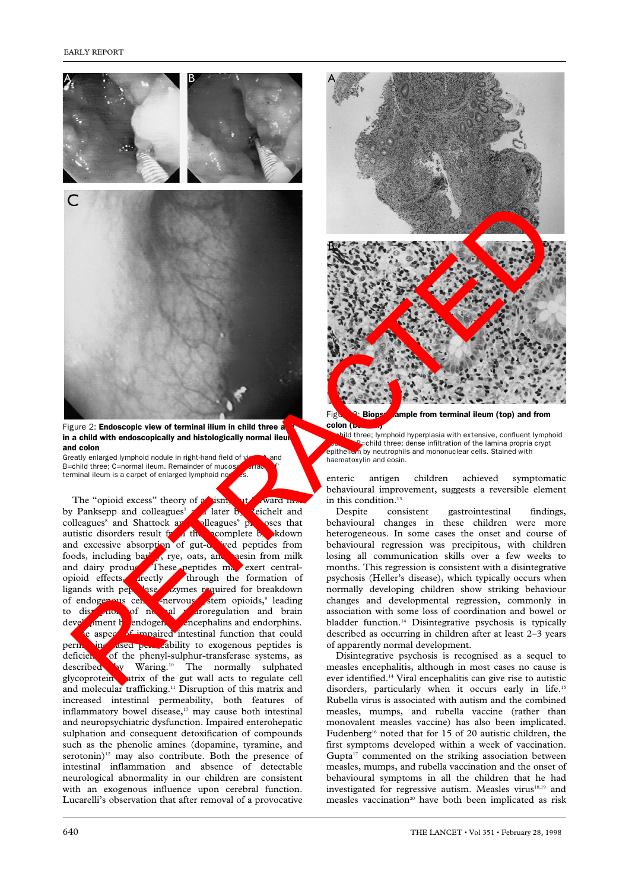Figure 2: **Endoscopic view of terminal ilium in child three and in a child with endoscopically and histologically normal ileum and colon**

Greatly enlarged lymphoid nodule in right-hand field of view. A and B=child three; C=normal ileum. Remainder of mucosal surface of terminal ileum is a carpet of enlarged lymphoid nodules.

The "opioid excess" theory of autism, put forward first by Panksepp and colleagues[7] and later by Reichelt and colleagues[8] and Shattock and colleagues[9] proposes that autistic disorders result from the incomplete breakdown and excessive absorption of gut-derived peptides from foods, including barley, rye, oats, and caesin from milk and dairy produce. These peptides may exert central-opioid effects, directly or through the formation of ligands with peptidase enzymes required for breakdown of endogenous central-nervous-system opioids,[9] leading to disruption of normal neuroregulation and brain development by endogenous encephalins and endorphins.

One aspect of impaired intestinal function that could permit increased permeability to exogenous peptides is deficiency of the phenyl-sulphur-transferase systems, as described by Waring.[10] The normally sulphated glycoprotein matrix of the gut wall acts to regulate cell and molecular trafficking.[11] Disruption of this matrix and increased intestinal permeability, both features of inflammatory bowel disease,[17] may cause both intestinal and neuropsychiatric dysfunction. Impaired enterohepatic sulphation and consequent detoxification of compounds such as the phenolic amines (dopamine, tyramine, and serotonin)[12] may also contribute. Both the presence of intestinal inflammation and absence of detectable neurological abnormality in our children are consistent with an exogenous influence upon cerebral function. Lucarelli's observation that after removal of a provocative enteric antigen children achieved symptomatic behavioural improvement, suggests a reversible element in this condition.[13]

Figure 3: **Biopsy sample from terminal ileum (top) and from colon (bottom)**

A=child three; lymphoid hyperplasia with extensive, confluent lymphoid nodules. B=child three; dense infiltration of the lamina propria crypt epithelium by neutrophils and mononuclear cells. Stained with haematoxylin and eosin.

Despite consistent gastrointestinal findings, behavioural changes in these children were more heterogeneous. In some cases the onset and course of behavioural regression was precipitous, with children losing all communication skills over a few weeks to months. This regression is consistent with a disintegrative psychosis (Heller's disease), which typically occurs when normally developing children show striking behaviour changes and developmental regression, commonly in association with some loss of coordination and bowel or bladder function.[14] Disintegrative psychosis is typically described as occurring in children after at least 2–3 years of apparently normal development.

Disintegrative psychosis is recognised as a sequel to measles encephalitis, although in most cases no cause is ever identified.[14] Viral encephalitis can give rise to autistic disorders, particularly when it occurs early in life.[15] Rubella virus is associated with autism and the combined measles, mumps, and rubella vaccine (rather than monovalent measles vaccine) has also been implicated. Fudenberg[16] noted that for 15 of 20 autistic children, the first symptoms developed within a week of vaccination. Gupta[17] commented on the striking association between measles, mumps, and rubella vaccination and the onset of behavioural symptoms in all the children that he had investigated for regressive autism. Measles virus[18,19] and measles vaccination[20] have both been implicated as risk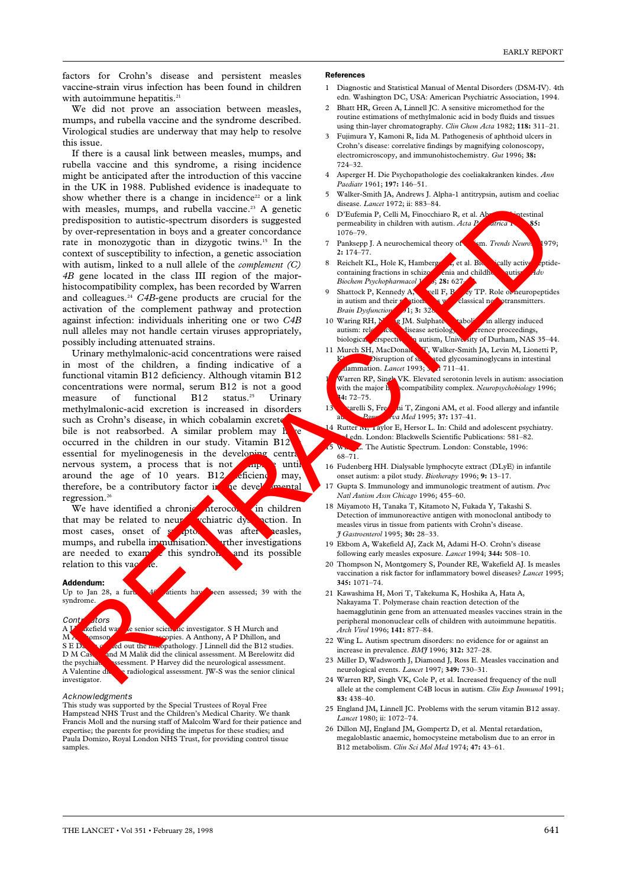factors for Crohn's disease and persistent measles vaccine-strain virus infection has been found in children with autoimmune hepatitis.[21]

We did not prove an association between measles, mumps, and rubella vaccine and the syndrome described. Virological studies are underway that may help to resolve this issue.

If there is a causal link between measles, mumps, and rubella vaccine and this syndrome, a rising incidence might be anticipated after the introduction of this vaccine in the UK in 1988. Published evidence is inadequate to show whether there is a change in incidence[22] or a link with measles, mumps, and rubella vaccine.[23] A genetic predisposition to autistic-spectrum disorders is suggested by over-representation in boys and a greater concordance rate in monozygotic than in dizygotic twins.[15] In the context of susceptibility to infection, a genetic association with autism, linked to a null allele of the *complement (C) 4B* gene located in the class III region of the major-histocompatibility complex, has been recorded by Warren and colleagues.[24] *C4B*-gene products are crucial for the activation of the complement pathway and protection against infection: individuals inheriting one or two *C4B* null alleles may not handle certain viruses appropriately, possibly including attenuated strains.

Urinary methylmalonic-acid concentrations were raised in most of the children, a finding indicative of a functional vitamin B12 deficiency. Although vitamin B12 concentrations were normal, serum B12 is not a good measure of functional B12 status.[25] Urinary methylmalonic-acid excretion is increased in disorders such as Crohn's disease, in which cobalamin excreted in bile is not reabsorbed. A similar problem may have occurred in the children in our study. Vitamin B12 is essential for myelinogenesis in the developing central nervous system, a process that is not complete until around the age of 10 years. B12 deficiency may, therefore, be a contributory factor in the developmental regression.[26]

We have identified a chronic enterocolitis in children that may be related to neuropsychiatric dysfunction. In most cases, onset of symptoms was after measles, mumps, and rubella immunisation. Further investigations are needed to examine this syndrome and its possible relation to this vaccine.

**Addendum:**
Up to Jan 28, a further 40 patients have been assessed; 39 with the syndrome.

*Contributors*

A J Wakefield was the senior scientific investigator. S H Murch and M A Thomson did the colonoscopies. A Anthony, A P Dhillon, and S E Davies carried out the histopathology. J Linnell did the B12 studies. D M Casson and M Malik did the clinical assessment. M Berelowitz did the psychiatric assessment. P Harvey did the neurological assessment. A Valentine did the radiological assessment. JW-S was the senior clinical investigator.

*Acknowledgments*

This study was supported by the Special Trustees of Royal Free Hampstead NHS Trust and the Children's Medical Charity. We thank Francis Moll and the nursing staff of Malcolm Ward for their patience and expertise; the parents for providing the impetus for these studies; and Paula Domizo, Royal London NHS Trust, for providing control tissue samples.

**References**

1. Diagnostic and Statistical Manual of Mental Disorders (DSM-IV). 4th edn. Washington DC, USA: American Psychiatric Association, 1994.
2. Bhatt HR, Green A, Linnell JC. A sensitive micromethod for the routine estimations of methylmalonic acid in body fluids and tissues using thin-layer chromatography. *Clin Chem Acta* 1982; **118:** 311–21.
3. Fujimura Y, Kamoni R, Iida M. Pathogenesis of aphthoid ulcers in Crohn's disease: correlative findings by magnifying colonoscopy, electromicroscopy, and immunohistochemistry. *Gut* 1996; **38:** 724–32.
4. Asperger H. Die Psychopathologie des coeliakakranken kindes. *Ann Paediatr* 1961; **197:** 146–51.
5. Walker-Smith JA, Andrews J. Alpha-1 antitrypsin, autism and coeliac disease. *Lancet* 1972; ii: 883–84.
6. D'Eufemia P, Celli M, Finocchiaro R, et al. Abnormal intestinal permeability in children with autism. *Acta Paediatrica* 1996; **85:** 1076–79.
7. Panksepp J. A neurochemical theory of autism. *Trends Neurosci* 1979; **2:** 174–77.
8. Reichelt KL, Hole K, Hamberger A, et al. Biologically active peptide-containing fractions in schizophrenia and childhood autism. *Adv Biochem Psychopharmacol* 1981; **28:** 627–43.
9. Shattock P, Kennedy A, Rowell F, Berney TP. Role of neuropeptides in autism and their relationships with classical neurotransmitters. *Brain Dysfunction* 1991; **3:** 328–45.
10. Waring RH, Ngong JM. Sulphate metabolism in allergy induced autism: relevance to disease aetiology, conference proceedings, biological perspectives in autism, University of Durham, NAS 35–44.
11. Murch SH, MacDonald TT, Walker-Smith JA, Levin M, Lionetti P, Klein NJ. Disruption of sulphated glycosaminoglycans in intestinal inflammation. *Lancet* 1993; **341:** 711–41.
12. Warren RP, Singh VK. Elevated serotonin levels in autism: association with the major histocompatibility complex. *Neuropsychobiology* 1996; **34:** 72–75.
13. Lucarelli S, Frediani T, Zingoni AM, et al. Food allergy and infantile autism. *Panminerva Med* 1995; **37:** 137–41.
14. Rutter M, Taylor E, Hersov L. In: Child and adolescent psychiatry. 3rd edn. London: Blackwells Scientific Publications: 581–82.
15. Wing L. The Autistic Spectrum. London: Constable, 1996: 68–71.
16. Fudenberg HH. Dialysable lymphocyte extract (DLyE) in infantile onset autism: a pilot study. *Biotherapy* 1996; **9:** 13–17.
17. Gupta S. Immunology and immunologic treatment of autism. *Proc Natl Autism Assn Chicago* 1996; 455–60.
18. Miyamoto H, Tanaka T, Kitamoto N, Fukada Y, Takashi S. Detection of immunoreactive antigen with monoclonal antibody to measles virus in tissue from patients with Crohn's disease. *J Gastroenterol* 1995; **30:** 28–33.
19. Ekbom A, Wakefield AJ, Zack M, Adami H-O. Crohn's disease following early measles exposure. *Lancet* 1994; **344:** 508–10.
20. Thompson N, Montgomery S, Pounder RE, Wakefield AJ. Is measles vaccination a risk factor for inflammatory bowel diseases? *Lancet* 1995; **345:** 1071–74.
21. Kawashima H, Mori T, Takekuma K, Hoshika A, Hata A, Nakayama T. Polymerase chain reaction detection of the haemagglutinin gene from an attenuated measles vaccines strain in the peripheral mononuclear cells of children with autoimmune hepatitis. *Arch Virol* 1996; **141:** 877–84.
22. Wing L. Autism spectrum disorders: no evidence for or against an increase in prevalence. *BMJ* 1996; **312:** 327–28.
23. Miller D, Wadsworth J, Diamond J, Ross E. Measles vaccination and neurological events. *Lancet* 1997; **349:** 730–31.
24. Warren RP, Singh VK, Cole P, et al. Increased frequency of the null allele at the complement C4B locus in autism. *Clin Exp Immunol* 1991; **83:** 438–40.
25. England JM, Linnell JC. Problems with the serum vitamin B12 assay. *Lancet* 1980; ii: 1072–74.
26. Dillon MJ, England JM, Gompertz D, et al. Mental retardation, megaloblastic anaemic, homocysteine metabolism due to an error in B12 metabolism. *Clin Sci Mol Med* 1974; **47:** 43–61.